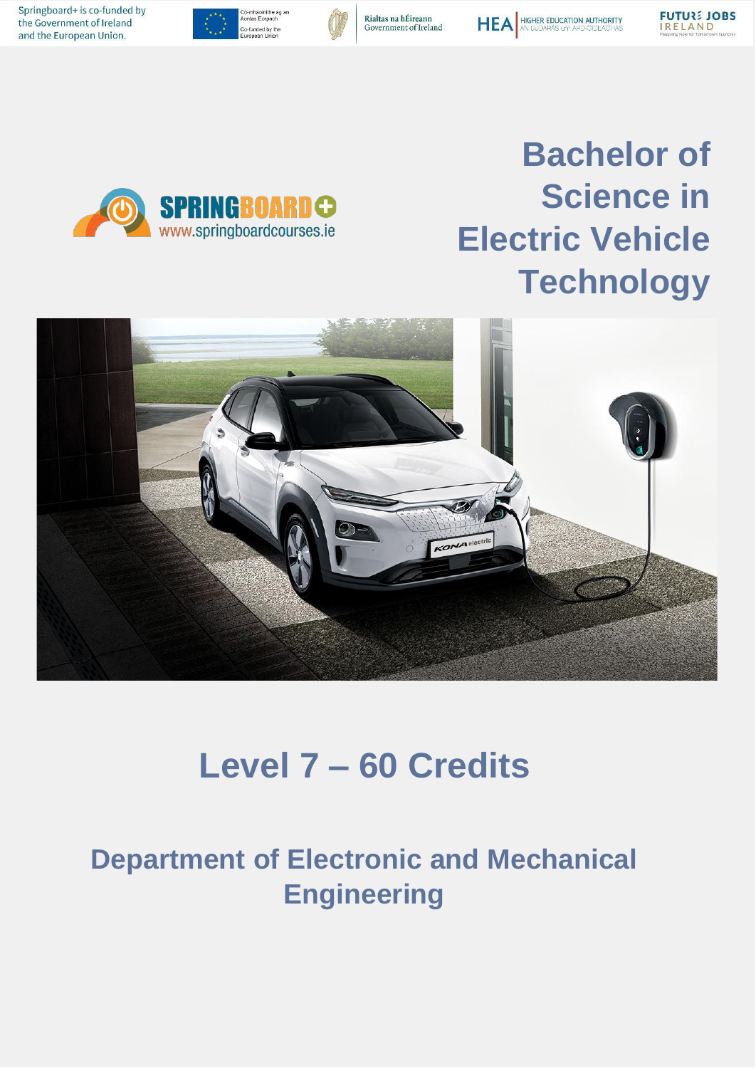Springboard+ is co-funded by the Government of Ireland and the European Union.

# Bachelor of Science in Electric Vehicle Technology

## Level 7 – 60 Credits

## Department of Electronic and Mechanical Engineering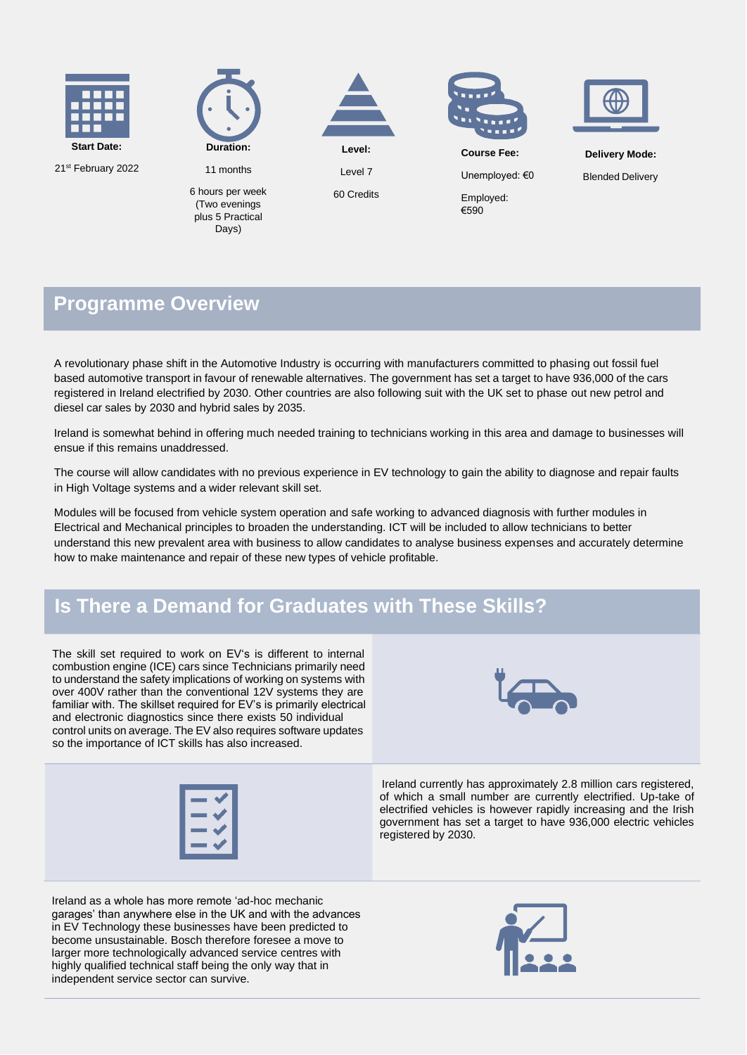**Start Date:**

21st February 2022

**Duration:**

11 months

6 hours per week (Two evenings plus 5 Practical Days)

**Level:**

Level 7

60 Credits

**Course Fee:**

Unemployed: €0

Employed: €590

**Delivery Mode:**

Blended Delivery

## Programme Overview

A revolutionary phase shift in the Automotive Industry is occurring with manufacturers committed to phasing out fossil fuel based automotive transport in favour of renewable alternatives. The government has set a target to have 936,000 of the cars registered in Ireland electrified by 2030. Other countries are also following suit with the UK set to phase out new petrol and diesel car sales by 2030 and hybrid sales by 2035.

Ireland is somewhat behind in offering much needed training to technicians working in this area and damage to businesses will ensue if this remains unaddressed.

The course will allow candidates with no previous experience in EV technology to gain the ability to diagnose and repair faults in High Voltage systems and a wider relevant skill set.

Modules will be focused from vehicle system operation and safe working to advanced diagnosis with further modules in Electrical and Mechanical principles to broaden the understanding. ICT will be included to allow technicians to better understand this new prevalent area with business to allow candidates to analyse business expenses and accurately determine how to make maintenance and repair of these new types of vehicle profitable.

## Is There a Demand for Graduates with These Skills?

The skill set required to work on EV's is different to internal combustion engine (ICE) cars since Technicians primarily need to understand the safety implications of working on systems with over 400V rather than the conventional 12V systems they are familiar with. The skillset required for EV's is primarily electrical and electronic diagnostics since there exists 50 individual control units on average. The EV also requires software updates so the importance of ICT skills has also increased.

Ireland currently has approximately 2.8 million cars registered, of which a small number are currently electrified. Up-take of electrified vehicles is however rapidly increasing and the Irish government has set a target to have 936,000 electric vehicles registered by 2030.

Ireland as a whole has more remote 'ad-hoc mechanic garages' than anywhere else in the UK and with the advances in EV Technology these businesses have been predicted to become unsustainable. Bosch therefore foresee a move to larger more technologically advanced service centres with highly qualified technical staff being the only way that in independent service sector can survive.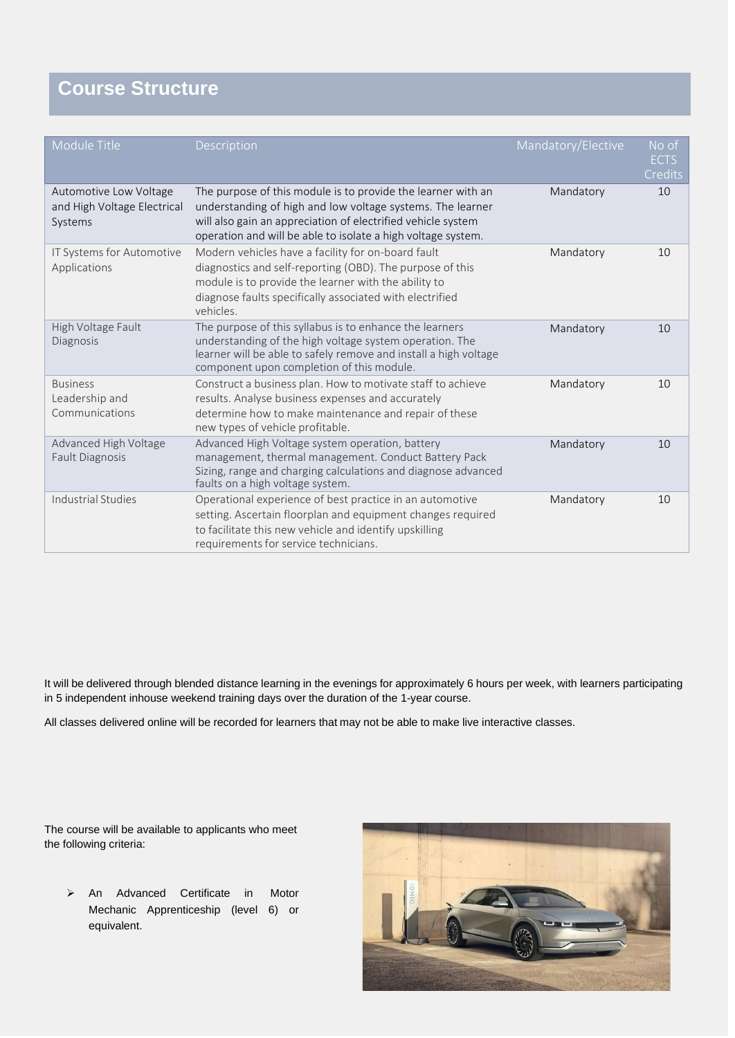## Course Structure

| Module Title | Description | Mandatory/Elective | No of ECTS Credits |
|---|---|---|---|
| Automotive Low Voltage and High Voltage Electrical Systems | The purpose of this module is to provide the learner with an understanding of high and low voltage systems. The learner will also gain an appreciation of electrified vehicle system operation and will be able to isolate a high voltage system. | Mandatory | 10 |
| IT Systems for Automotive Applications | Modern vehicles have a facility for on-board fault diagnostics and self-reporting (OBD). The purpose of this module is to provide the learner with the ability to diagnose faults specifically associated with electrified vehicles. | Mandatory | 10 |
| High Voltage Fault Diagnosis | The purpose of this syllabus is to enhance the learners understanding of the high voltage system operation. The learner will be able to safely remove and install a high voltage component upon completion of this module. | Mandatory | 10 |
| Business Leadership and Communications | Construct a business plan. How to motivate staff to achieve results. Analyse business expenses and accurately determine how to make maintenance and repair of these new types of vehicle profitable. | Mandatory | 10 |
| Advanced High Voltage Fault Diagnosis | Advanced High Voltage system operation, battery management, thermal management. Conduct Battery Pack Sizing, range and charging calculations and diagnose advanced faults on a high voltage system. | Mandatory | 10 |
| Industrial Studies | Operational experience of best practice in an automotive setting. Ascertain floorplan and equipment changes required to facilitate this new vehicle and identify upskilling requirements for service technicians. | Mandatory | 10 |

It will be delivered through blended distance learning in the evenings for approximately 6 hours per week, with learners participating in 5 independent inhouse weekend training days over the duration of the 1-year course.

All classes delivered online will be recorded for learners that may not be able to make live interactive classes.

The course will be available to applicants who meet the following criteria:

- An Advanced Certificate in Motor Mechanic Apprenticeship (level 6) or equivalent.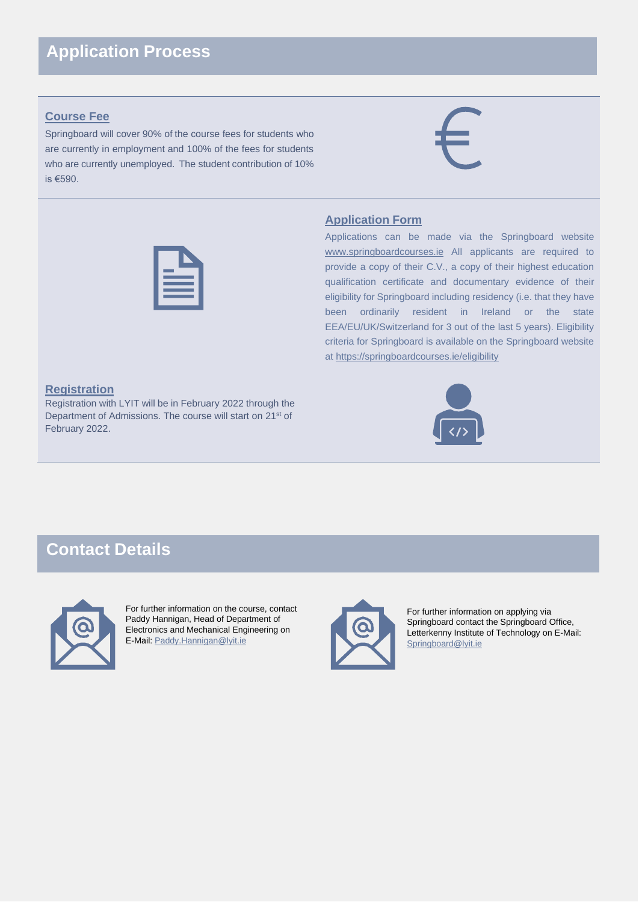## Application Process

### Course Fee

Springboard will cover 90% of the course fees for students who are currently in employment and 100% of the fees for students who are currently unemployed. The student contribution of 10% is €590.

### Application Form

Applications can be made via the Springboard website www.springboardcourses.ie All applicants are required to provide a copy of their C.V., a copy of their highest education qualification certificate and documentary evidence of their eligibility for Springboard including residency (i.e. that they have been ordinarily resident in Ireland or the state EEA/EU/UK/Switzerland for 3 out of the last 5 years). Eligibility criteria for Springboard is available on the Springboard website at https://springboardcourses.ie/eligibility

### Registration

Registration with LYIT will be in February 2022 through the Department of Admissions. The course will start on 21st of February 2022.

## Contact Details

For further information on the course, contact Paddy Hannigan, Head of Department of Electronics and Mechanical Engineering on E-Mail: Paddy.Hannigan@lyit.ie

For further information on applying via Springboard contact the Springboard Office, Letterkenny Institute of Technology on E-Mail: Springboard@lyit.ie